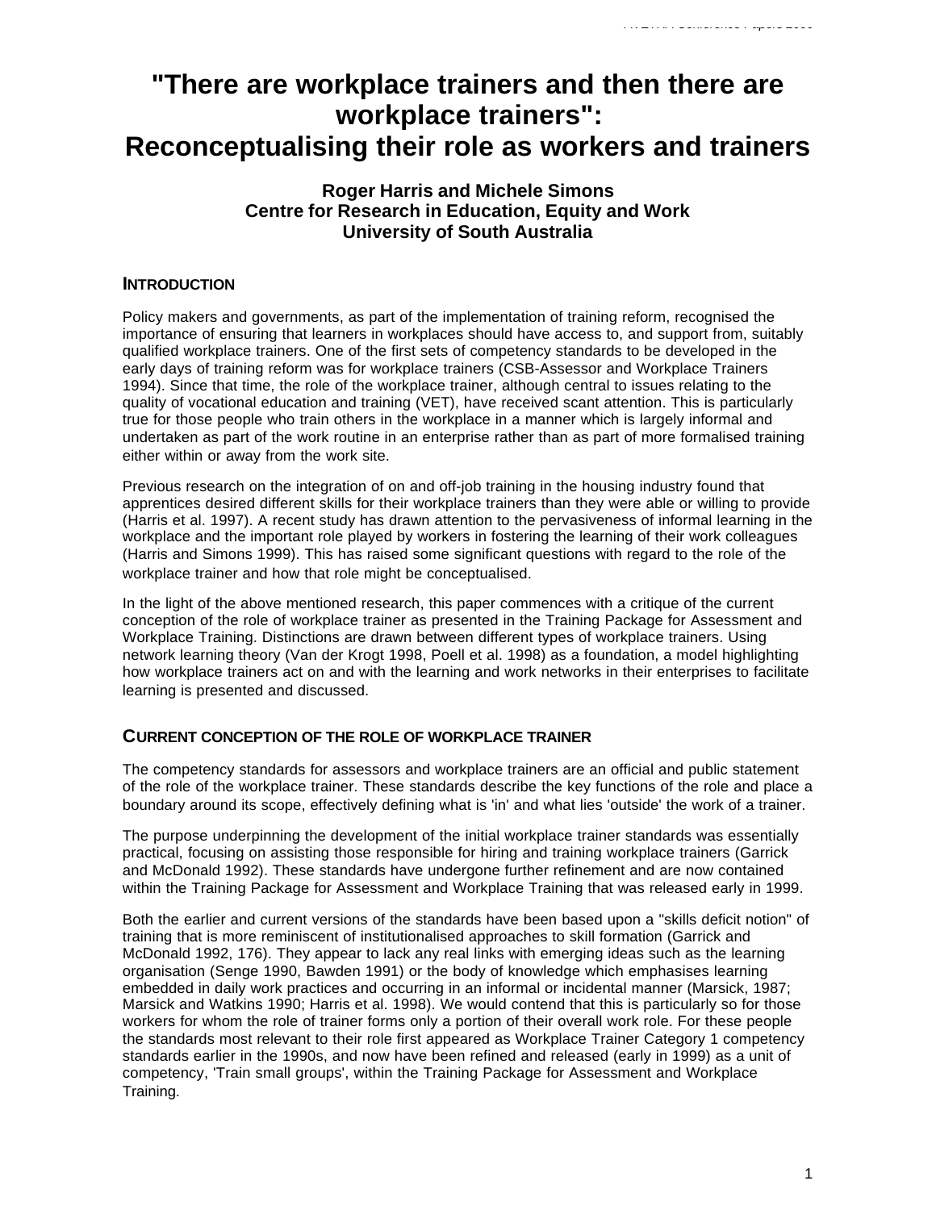# "There are workplace trainers and then there are workplace trainers": Reconceptualising their role as workers and trainers

**Roger Harris and Michele Simons**
**Centre for Research in Education, Equity and Work**
**University of South Australia**

## INTRODUCTION

Policy makers and governments, as part of the implementation of training reform, recognised the importance of ensuring that learners in workplaces should have access to, and support from, suitably qualified workplace trainers. One of the first sets of competency standards to be developed in the early days of training reform was for workplace trainers (CSB-Assessor and Workplace Trainers 1994). Since that time, the role of the workplace trainer, although central to issues relating to the quality of vocational education and training (VET), have received scant attention. This is particularly true for those people who train others in the workplace in a manner which is largely informal and undertaken as part of the work routine in an enterprise rather than as part of more formalised training either within or away from the work site.

Previous research on the integration of on and off-job training in the housing industry found that apprentices desired different skills for their workplace trainers than they were able or willing to provide (Harris et al. 1997). A recent study has drawn attention to the pervasiveness of informal learning in the workplace and the important role played by workers in fostering the learning of their work colleagues (Harris and Simons 1999). This has raised some significant questions with regard to the role of the workplace trainer and how that role might be conceptualised.

In the light of the above mentioned research, this paper commences with a critique of the current conception of the role of workplace trainer as presented in the Training Package for Assessment and Workplace Training. Distinctions are drawn between different types of workplace trainers. Using network learning theory (Van der Krogt 1998, Poell et al. 1998) as a foundation, a model highlighting how workplace trainers act on and with the learning and work networks in their enterprises to facilitate learning is presented and discussed.

## CURRENT CONCEPTION OF THE ROLE OF WORKPLACE TRAINER

The competency standards for assessors and workplace trainers are an official and public statement of the role of the workplace trainer. These standards describe the key functions of the role and place a boundary around its scope, effectively defining what is 'in' and what lies 'outside' the work of a trainer.

The purpose underpinning the development of the initial workplace trainer standards was essentially practical, focusing on assisting those responsible for hiring and training workplace trainers (Garrick and McDonald 1992). These standards have undergone further refinement and are now contained within the Training Package for Assessment and Workplace Training that was released early in 1999.

Both the earlier and current versions of the standards have been based upon a "skills deficit notion" of training that is more reminiscent of institutionalised approaches to skill formation (Garrick and McDonald 1992, 176). They appear to lack any real links with emerging ideas such as the learning organisation (Senge 1990, Bawden 1991) or the body of knowledge which emphasises learning embedded in daily work practices and occurring in an informal or incidental manner (Marsick, 1987; Marsick and Watkins 1990; Harris et al. 1998). We would contend that this is particularly so for those workers for whom the role of trainer forms only a portion of their overall work role. For these people the standards most relevant to their role first appeared as Workplace Trainer Category 1 competency standards earlier in the 1990s, and now have been refined and released (early in 1999) as a unit of competency, 'Train small groups', within the Training Package for Assessment and Workplace Training.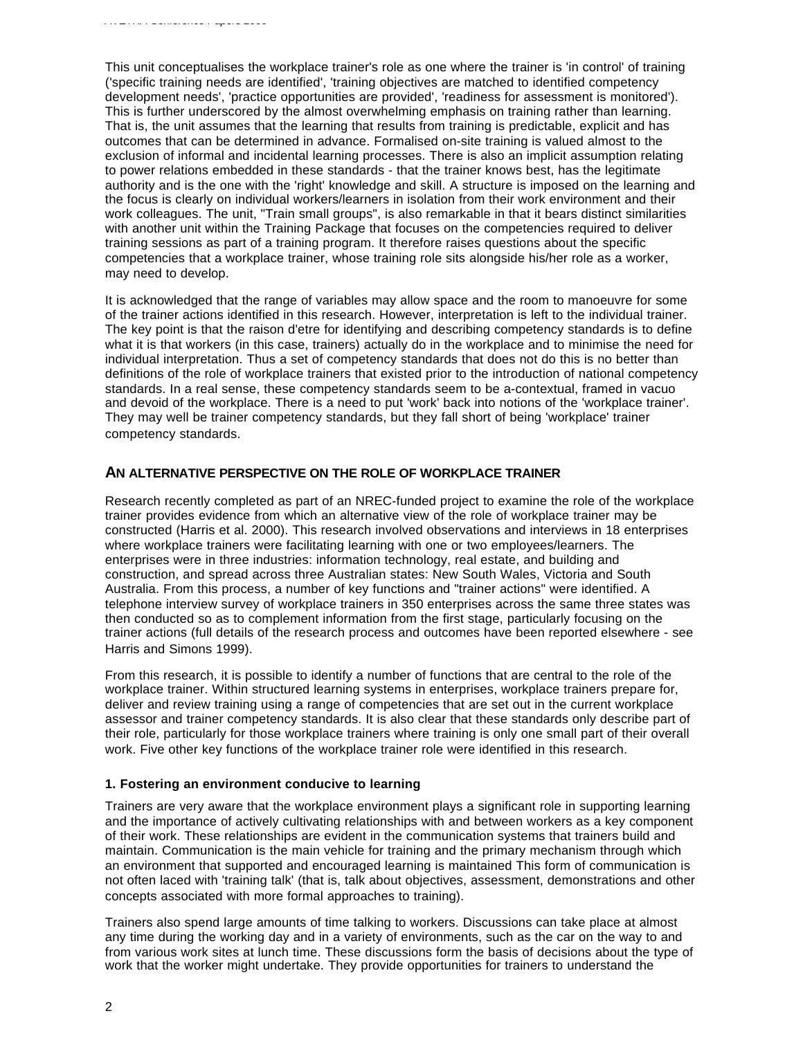This unit conceptualises the workplace trainer's role as one where the trainer is 'in control' of training ('specific training needs are identified', 'training objectives are matched to identified competency development needs', 'practice opportunities are provided', 'readiness for assessment is monitored'). This is further underscored by the almost overwhelming emphasis on training rather than learning. That is, the unit assumes that the learning that results from training is predictable, explicit and has outcomes that can be determined in advance. Formalised on-site training is valued almost to the exclusion of informal and incidental learning processes. There is also an implicit assumption relating to power relations embedded in these standards - that the trainer knows best, has the legitimate authority and is the one with the 'right' knowledge and skill. A structure is imposed on the learning and the focus is clearly on individual workers/learners in isolation from their work environment and their work colleagues. The unit, "Train small groups", is also remarkable in that it bears distinct similarities with another unit within the Training Package that focuses on the competencies required to deliver training sessions as part of a training program. It therefore raises questions about the specific competencies that a workplace trainer, whose training role sits alongside his/her role as a worker, may need to develop.

It is acknowledged that the range of variables may allow space and the room to manoeuvre for some of the trainer actions identified in this research. However, interpretation is left to the individual trainer. The key point is that the raison d'etre for identifying and describing competency standards is to define what it is that workers (in this case, trainers) actually do in the workplace and to minimise the need for individual interpretation. Thus a set of competency standards that does not do this is no better than definitions of the role of workplace trainers that existed prior to the introduction of national competency standards. In a real sense, these competency standards seem to be a-contextual, framed in vacuo and devoid of the workplace. There is a need to put 'work' back into notions of the 'workplace trainer'. They may well be trainer competency standards, but they fall short of being 'workplace' trainer competency standards.

## AN ALTERNATIVE PERSPECTIVE ON THE ROLE OF WORKPLACE TRAINER

Research recently completed as part of an NREC-funded project to examine the role of the workplace trainer provides evidence from which an alternative view of the role of workplace trainer may be constructed (Harris et al. 2000). This research involved observations and interviews in 18 enterprises where workplace trainers were facilitating learning with one or two employees/learners. The enterprises were in three industries: information technology, real estate, and building and construction, and spread across three Australian states: New South Wales, Victoria and South Australia. From this process, a number of key functions and "trainer actions" were identified. A telephone interview survey of workplace trainers in 350 enterprises across the same three states was then conducted so as to complement information from the first stage, particularly focusing on the trainer actions (full details of the research process and outcomes have been reported elsewhere - see Harris and Simons 1999).

From this research, it is possible to identify a number of functions that are central to the role of the workplace trainer. Within structured learning systems in enterprises, workplace trainers prepare for, deliver and review training using a range of competencies that are set out in the current workplace assessor and trainer competency standards. It is also clear that these standards only describe part of their role, particularly for those workplace trainers where training is only one small part of their overall work. Five other key functions of the workplace trainer role were identified in this research.

### 1. Fostering an environment conducive to learning

Trainers are very aware that the workplace environment plays a significant role in supporting learning and the importance of actively cultivating relationships with and between workers as a key component of their work. These relationships are evident in the communication systems that trainers build and maintain. Communication is the main vehicle for training and the primary mechanism through which an environment that supported and encouraged learning is maintained This form of communication is not often laced with 'training talk' (that is, talk about objectives, assessment, demonstrations and other concepts associated with more formal approaches to training).

Trainers also spend large amounts of time talking to workers. Discussions can take place at almost any time during the working day and in a variety of environments, such as the car on the way to and from various work sites at lunch time. These discussions form the basis of decisions about the type of work that the worker might undertake. They provide opportunities for trainers to understand the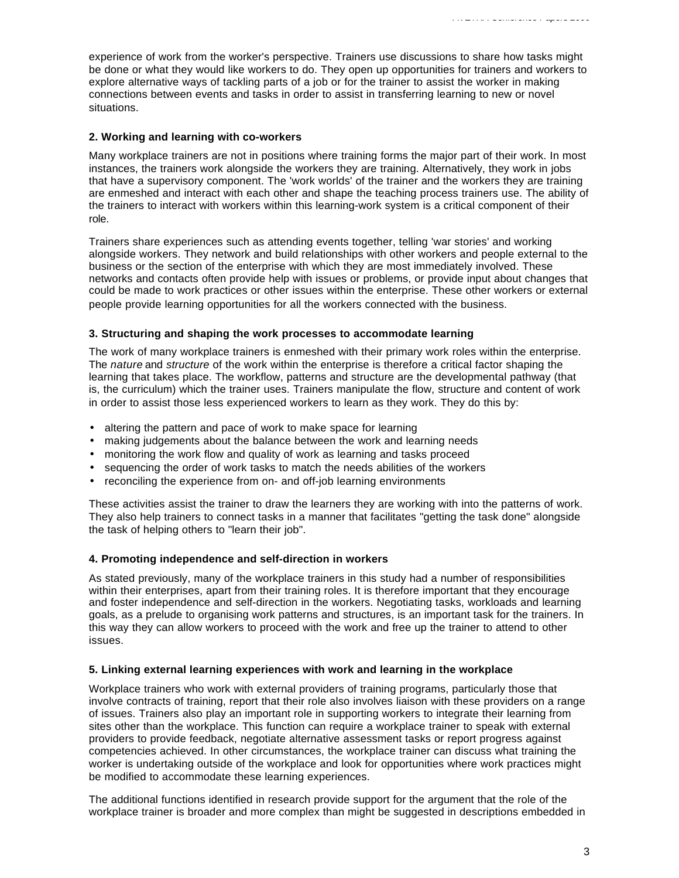experience of work from the worker's perspective. Trainers use discussions to share how tasks might be done or what they would like workers to do. They open up opportunities for trainers and workers to explore alternative ways of tackling parts of a job or for the trainer to assist the worker in making connections between events and tasks in order to assist in transferring learning to new or novel situations.

### 2. Working and learning with co-workers

Many workplace trainers are not in positions where training forms the major part of their work. In most instances, the trainers work alongside the workers they are training. Alternatively, they work in jobs that have a supervisory component. The 'work worlds' of the trainer and the workers they are training are enmeshed and interact with each other and shape the teaching process trainers use. The ability of the trainers to interact with workers within this learning-work system is a critical component of their role.

Trainers share experiences such as attending events together, telling 'war stories' and working alongside workers. They network and build relationships with other workers and people external to the business or the section of the enterprise with which they are most immediately involved. These networks and contacts often provide help with issues or problems, or provide input about changes that could be made to work practices or other issues within the enterprise. These other workers or external people provide learning opportunities for all the workers connected with the business.

### 3. Structuring and shaping the work processes to accommodate learning

The work of many workplace trainers is enmeshed with their primary work roles within the enterprise. The *nature* and *structure* of the work within the enterprise is therefore a critical factor shaping the learning that takes place. The workflow, patterns and structure are the developmental pathway (that is, the curriculum) which the trainer uses. Trainers manipulate the flow, structure and content of work in order to assist those less experienced workers to learn as they work. They do this by:

- altering the pattern and pace of work to make space for learning
- making judgements about the balance between the work and learning needs
- monitoring the work flow and quality of work as learning and tasks proceed
- sequencing the order of work tasks to match the needs abilities of the workers
- reconciling the experience from on- and off-job learning environments

These activities assist the trainer to draw the learners they are working with into the patterns of work. They also help trainers to connect tasks in a manner that facilitates "getting the task done" alongside the task of helping others to "learn their job".

### 4. Promoting independence and self-direction in workers

As stated previously, many of the workplace trainers in this study had a number of responsibilities within their enterprises, apart from their training roles. It is therefore important that they encourage and foster independence and self-direction in the workers. Negotiating tasks, workloads and learning goals, as a prelude to organising work patterns and structures, is an important task for the trainers. In this way they can allow workers to proceed with the work and free up the trainer to attend to other issues.

### 5. Linking external learning experiences with work and learning in the workplace

Workplace trainers who work with external providers of training programs, particularly those that involve contracts of training, report that their role also involves liaison with these providers on a range of issues. Trainers also play an important role in supporting workers to integrate their learning from sites other than the workplace. This function can require a workplace trainer to speak with external providers to provide feedback, negotiate alternative assessment tasks or report progress against competencies achieved. In other circumstances, the workplace trainer can discuss what training the worker is undertaking outside of the workplace and look for opportunities where work practices might be modified to accommodate these learning experiences.

The additional functions identified in research provide support for the argument that the role of the workplace trainer is broader and more complex than might be suggested in descriptions embedded in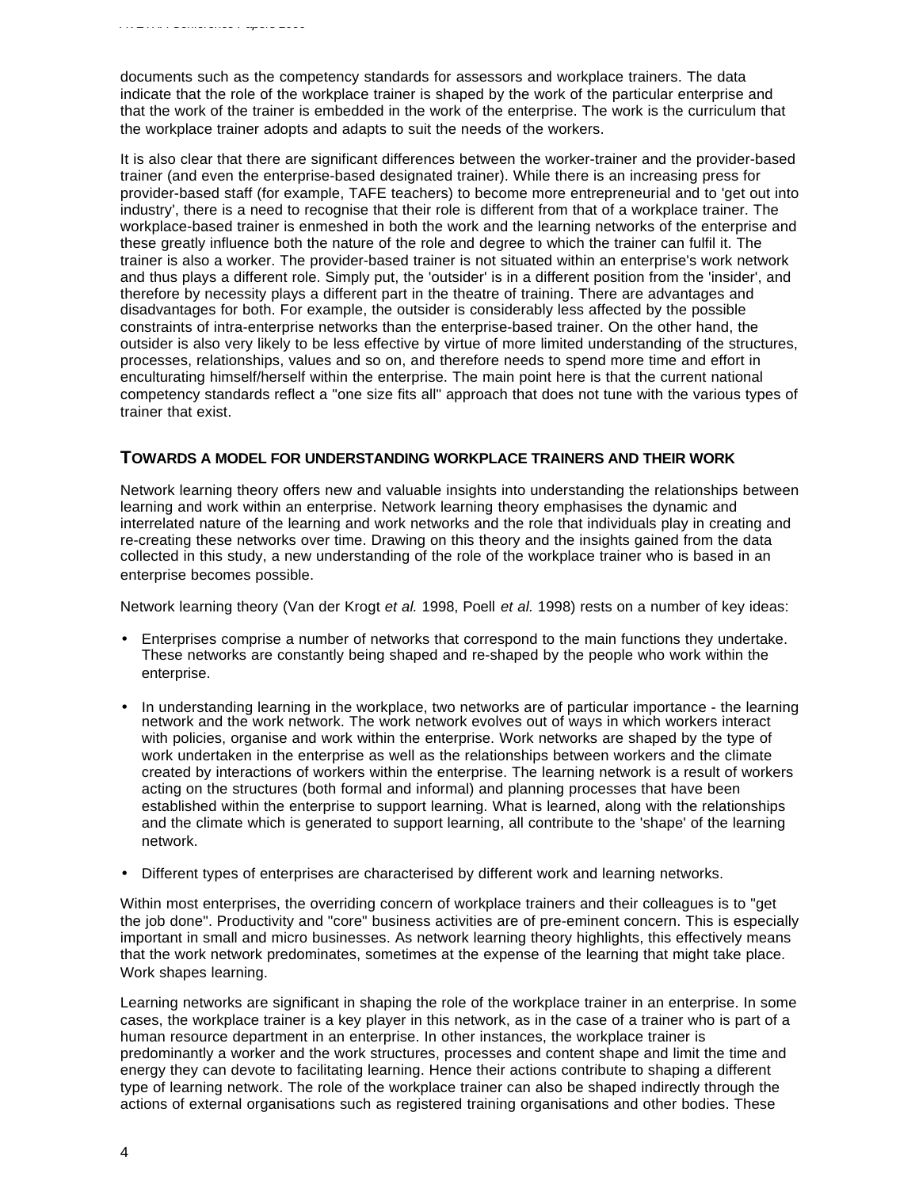documents such as the competency standards for assessors and workplace trainers. The data indicate that the role of the workplace trainer is shaped by the work of the particular enterprise and that the work of the trainer is embedded in the work of the enterprise. The work is the curriculum that the workplace trainer adopts and adapts to suit the needs of the workers.

It is also clear that there are significant differences between the worker-trainer and the provider-based trainer (and even the enterprise-based designated trainer). While there is an increasing press for provider-based staff (for example, TAFE teachers) to become more entrepreneurial and to 'get out into industry', there is a need to recognise that their role is different from that of a workplace trainer. The workplace-based trainer is enmeshed in both the work and the learning networks of the enterprise and these greatly influence both the nature of the role and degree to which the trainer can fulfil it. The trainer is also a worker. The provider-based trainer is not situated within an enterprise's work network and thus plays a different role. Simply put, the 'outsider' is in a different position from the 'insider', and therefore by necessity plays a different part in the theatre of training. There are advantages and disadvantages for both. For example, the outsider is considerably less affected by the possible constraints of intra-enterprise networks than the enterprise-based trainer. On the other hand, the outsider is also very likely to be less effective by virtue of more limited understanding of the structures, processes, relationships, values and so on, and therefore needs to spend more time and effort in enculturating himself/herself within the enterprise. The main point here is that the current national competency standards reflect a "one size fits all" approach that does not tune with the various types of trainer that exist.

## TOWARDS A MODEL FOR UNDERSTANDING WORKPLACE TRAINERS AND THEIR WORK

Network learning theory offers new and valuable insights into understanding the relationships between learning and work within an enterprise. Network learning theory emphasises the dynamic and interrelated nature of the learning and work networks and the role that individuals play in creating and re-creating these networks over time. Drawing on this theory and the insights gained from the data collected in this study, a new understanding of the role of the workplace trainer who is based in an enterprise becomes possible.

Network learning theory (Van der Krogt *et al.* 1998, Poell *et al.* 1998) rests on a number of key ideas:

- Enterprises comprise a number of networks that correspond to the main functions they undertake. These networks are constantly being shaped and re-shaped by the people who work within the enterprise.
- In understanding learning in the workplace, two networks are of particular importance - the learning network and the work network. The work network evolves out of ways in which workers interact with policies, organise and work within the enterprise. Work networks are shaped by the type of work undertaken in the enterprise as well as the relationships between workers and the climate created by interactions of workers within the enterprise. The learning network is a result of workers acting on the structures (both formal and informal) and planning processes that have been established within the enterprise to support learning. What is learned, along with the relationships and the climate which is generated to support learning, all contribute to the 'shape' of the learning network.
- Different types of enterprises are characterised by different work and learning networks.

Within most enterprises, the overriding concern of workplace trainers and their colleagues is to "get the job done". Productivity and "core" business activities are of pre-eminent concern. This is especially important in small and micro businesses. As network learning theory highlights, this effectively means that the work network predominates, sometimes at the expense of the learning that might take place. Work shapes learning.

Learning networks are significant in shaping the role of the workplace trainer in an enterprise. In some cases, the workplace trainer is a key player in this network, as in the case of a trainer who is part of a human resource department in an enterprise. In other instances, the workplace trainer is predominantly a worker and the work structures, processes and content shape and limit the time and energy they can devote to facilitating learning. Hence their actions contribute to shaping a different type of learning network. The role of the workplace trainer can also be shaped indirectly through the actions of external organisations such as registered training organisations and other bodies. These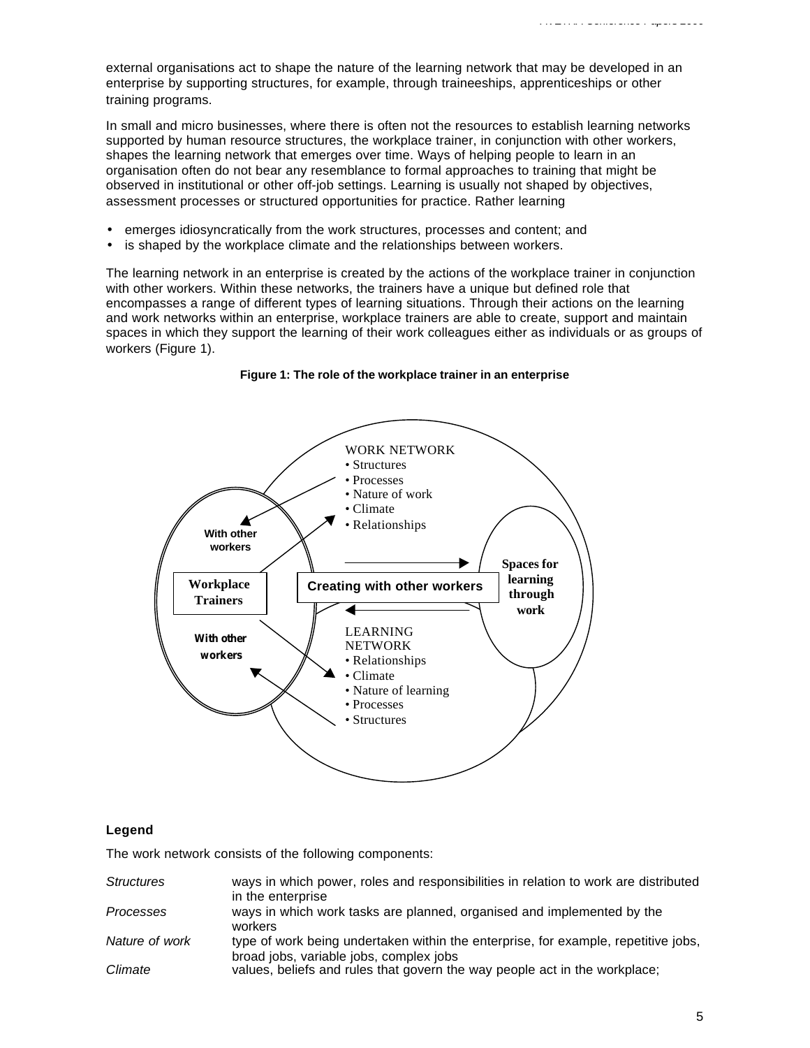external organisations act to shape the nature of the learning network that may be developed in an enterprise by supporting structures, for example, through traineeships, apprenticeships or other training programs.

In small and micro businesses, where there is often not the resources to establish learning networks supported by human resource structures, the workplace trainer, in conjunction with other workers, shapes the learning network that emerges over time. Ways of helping people to learn in an organisation often do not bear any resemblance to formal approaches to training that might be observed in institutional or other off-job settings. Learning is usually not shaped by objectives, assessment processes or structured opportunities for practice. Rather learning

- emerges idiosyncratically from the work structures, processes and content; and
- is shaped by the workplace climate and the relationships between workers.

The learning network in an enterprise is created by the actions of the workplace trainer in conjunction with other workers. Within these networks, the trainers have a unique but defined role that encompasses a range of different types of learning situations. Through their actions on the learning and work networks within an enterprise, workplace trainers are able to create, support and maintain spaces in which they support the learning of their work colleagues either as individuals or as groups of workers (Figure 1).

**Figure 1: The role of the workplace trainer in an enterprise**

WORK NETWORK
- Structures
- Processes
- Nature of work
- Climate
- Relationships

With other workers

Workplace Trainers

Creating with other workers

Spaces for learning through work

With other workers

LEARNING NETWORK
- Relationships
- Climate
- Nature of learning
- Processes
- Structures

**Legend**

The work network consists of the following components:

| | |
|---|---|
| *Structures* | ways in which power, roles and responsibilities in relation to work are distributed in the enterprise |
| *Processes* | ways in which work tasks are planned, organised and implemented by the workers |
| *Nature of work* | type of work being undertaken within the enterprise, for example, repetitive jobs, broad jobs, variable jobs, complex jobs |
| *Climate* | values, beliefs and rules that govern the way people act in the workplace; |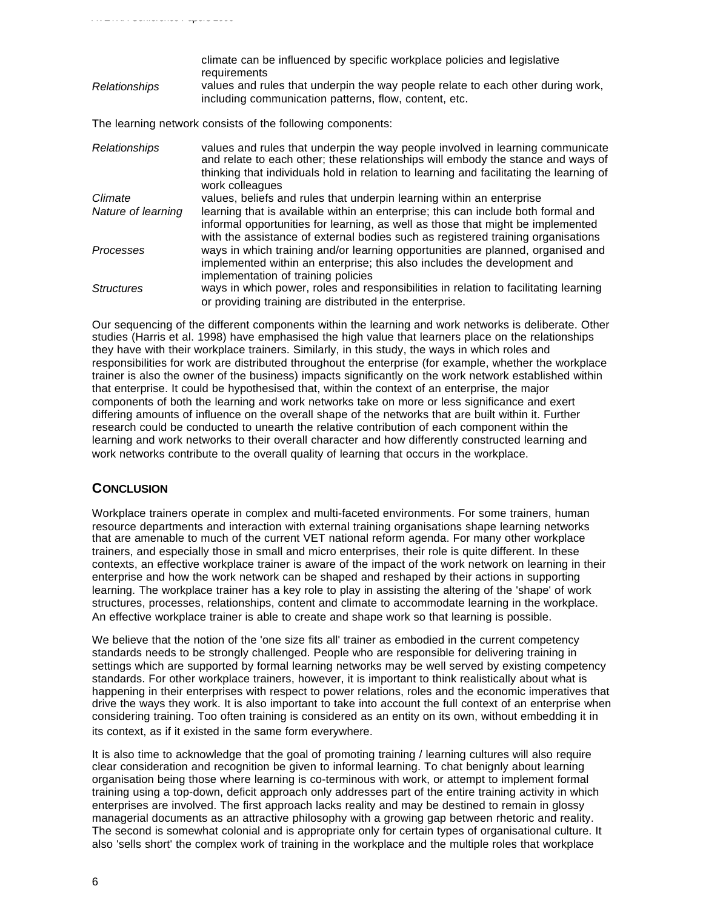| | |
|---|---|
| | climate can be influenced by specific workplace policies and legislative requirements |
| *Relationships* | values and rules that underpin the way people relate to each other during work, including communication patterns, flow, content, etc. |

The learning network consists of the following components:

| | |
|---|---|
| *Relationships* | values and rules that underpin the way people involved in learning communicate and relate to each other; these relationships will embody the stance and ways of thinking that individuals hold in relation to learning and facilitating the learning of work colleagues |
| *Climate* | values, beliefs and rules that underpin learning within an enterprise |
| *Nature of learning* | learning that is available within an enterprise; this can include both formal and informal opportunities for learning, as well as those that might be implemented with the assistance of external bodies such as registered training organisations |
| *Processes* | ways in which training and/or learning opportunities are planned, organised and implemented within an enterprise; this also includes the development and implementation of training policies |
| *Structures* | ways in which power, roles and responsibilities in relation to facilitating learning or providing training are distributed in the enterprise. |

Our sequencing of the different components within the learning and work networks is deliberate. Other studies (Harris et al. 1998) have emphasised the high value that learners place on the relationships they have with their workplace trainers. Similarly, in this study, the ways in which roles and responsibilities for work are distributed throughout the enterprise (for example, whether the workplace trainer is also the owner of the business) impacts significantly on the work network established within that enterprise. It could be hypothesised that, within the context of an enterprise, the major components of both the learning and work networks take on more or less significance and exert differing amounts of influence on the overall shape of the networks that are built within it. Further research could be conducted to unearth the relative contribution of each component within the learning and work networks to their overall character and how differently constructed learning and work networks contribute to the overall quality of learning that occurs in the workplace.

## CONCLUSION

Workplace trainers operate in complex and multi-faceted environments. For some trainers, human resource departments and interaction with external training organisations shape learning networks that are amenable to much of the current VET national reform agenda. For many other workplace trainers, and especially those in small and micro enterprises, their role is quite different. In these contexts, an effective workplace trainer is aware of the impact of the work network on learning in their enterprise and how the work network can be shaped and reshaped by their actions in supporting learning. The workplace trainer has a key role to play in assisting the altering of the 'shape' of work structures, processes, relationships, content and climate to accommodate learning in the workplace. An effective workplace trainer is able to create and shape work so that learning is possible.

We believe that the notion of the 'one size fits all' trainer as embodied in the current competency standards needs to be strongly challenged. People who are responsible for delivering training in settings which are supported by formal learning networks may be well served by existing competency standards. For other workplace trainers, however, it is important to think realistically about what is happening in their enterprises with respect to power relations, roles and the economic imperatives that drive the ways they work. It is also important to take into account the full context of an enterprise when considering training. Too often training is considered as an entity on its own, without embedding it in its context, as if it existed in the same form everywhere.

It is also time to acknowledge that the goal of promoting training / learning cultures will also require clear consideration and recognition be given to informal learning. To chat benignly about learning organisation being those where learning is co-terminous with work, or attempt to implement formal training using a top-down, deficit approach only addresses part of the entire training activity in which enterprises are involved. The first approach lacks reality and may be destined to remain in glossy managerial documents as an attractive philosophy with a growing gap between rhetoric and reality. The second is somewhat colonial and is appropriate only for certain types of organisational culture. It also 'sells short' the complex work of training in the workplace and the multiple roles that workplace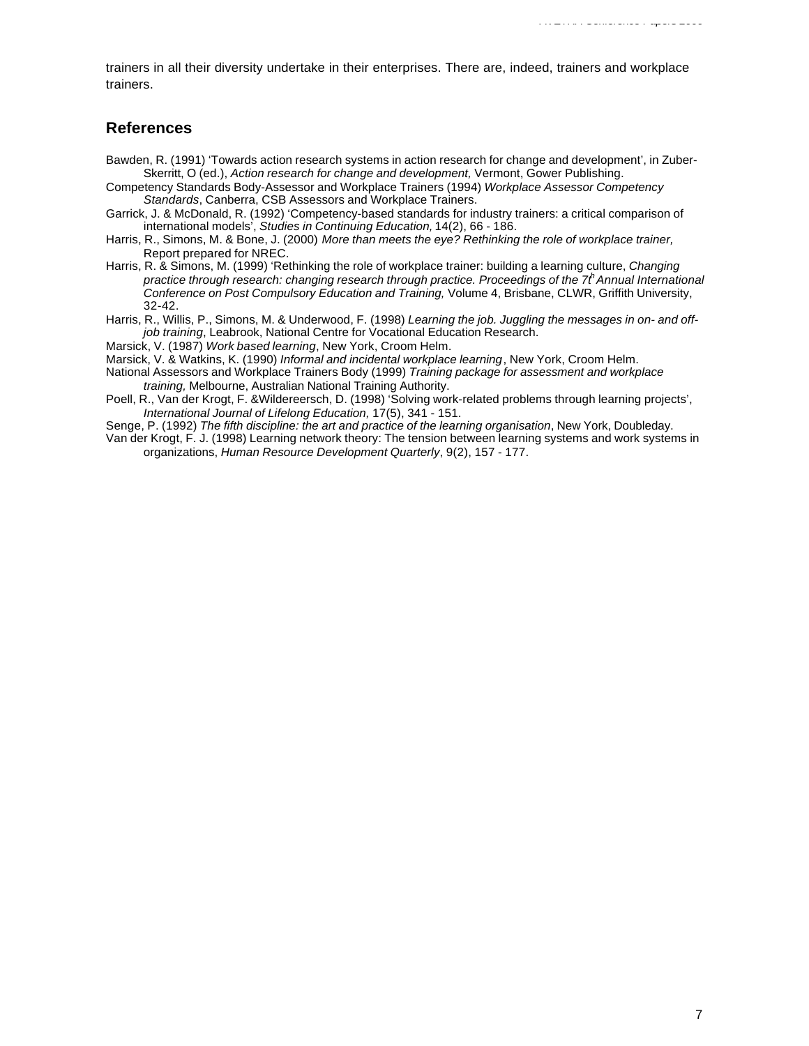trainers in all their diversity undertake in their enterprises. There are, indeed, trainers and workplace trainers.

## References

Bawden, R. (1991) 'Towards action research systems in action research for change and development', in Zuber-Skerritt, O (ed.), *Action research for change and development,* Vermont, Gower Publishing.

Competency Standards Body-Assessor and Workplace Trainers (1994) *Workplace Assessor Competency Standards*, Canberra, CSB Assessors and Workplace Trainers.

Garrick, J. & McDonald, R. (1992) 'Competency-based standards for industry trainers: a critical comparison of international models', *Studies in Continuing Education,* 14(2), 66 - 186.

Harris, R., Simons, M. & Bone, J. (2000) *More than meets the eye? Rethinking the role of workplace trainer,* Report prepared for NREC.

Harris, R. & Simons, M. (1999) 'Rethinking the role of workplace trainer: building a learning culture, *Changing practice through research: changing research through practice. Proceedings of the 7th Annual International Conference on Post Compulsory Education and Training,* Volume 4, Brisbane, CLWR, Griffith University, 32-42.

Harris, R., Willis, P., Simons, M. & Underwood, F. (1998) *Learning the job. Juggling the messages in on- and off-job training*, Leabrook, National Centre for Vocational Education Research.

Marsick, V. (1987) *Work based learning*, New York, Croom Helm.

Marsick, V. & Watkins, K. (1990) *Informal and incidental workplace learning*, New York, Croom Helm.

National Assessors and Workplace Trainers Body (1999) *Training package for assessment and workplace training,* Melbourne, Australian National Training Authority.

Poell, R., Van der Krogt, F. &Wildereersch, D. (1998) 'Solving work-related problems through learning projects', *International Journal of Lifelong Education,* 17(5), 341 - 151.

Senge, P. (1992) *The fifth discipline: the art and practice of the learning organisation*, New York, Doubleday.

Van der Krogt, F. J. (1998) Learning network theory: The tension between learning systems and work systems in organizations, *Human Resource Development Quarterly*, 9(2), 157 - 177.